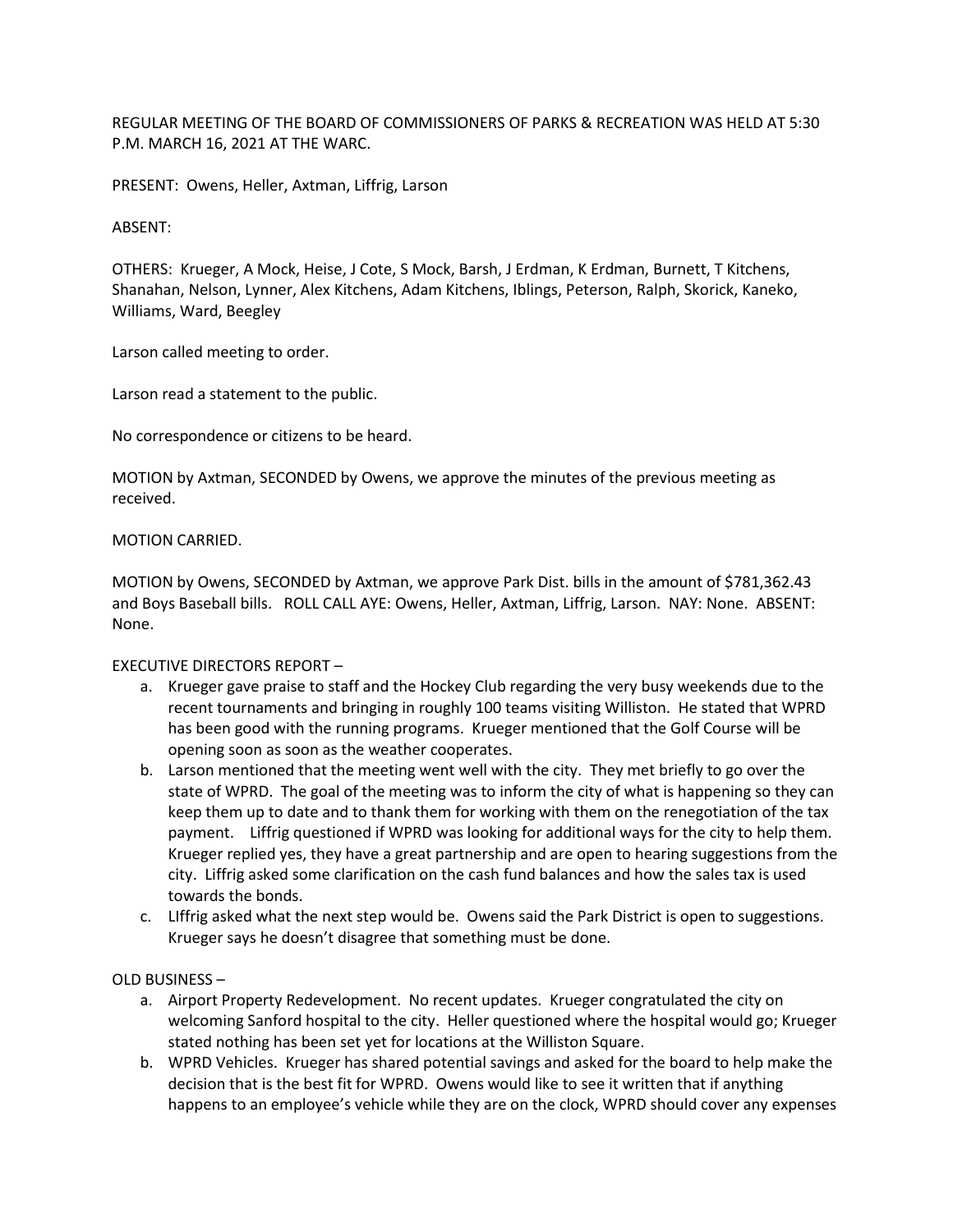REGULAR MEETING OF THE BOARD OF COMMISSIONERS OF PARKS & RECREATION WAS HELD AT 5:30 P.M. MARCH 16, 2021 AT THE WARC.

PRESENT: Owens, Heller, Axtman, Liffrig, Larson

ABSENT:

OTHERS: Krueger, A Mock, Heise, J Cote, S Mock, Barsh, J Erdman, K Erdman, Burnett, T Kitchens, Shanahan, Nelson, Lynner, Alex Kitchens, Adam Kitchens, Iblings, Peterson, Ralph, Skorick, Kaneko, Williams, Ward, Beegley

Larson called meeting to order.

Larson read a statement to the public.

No correspondence or citizens to be heard.

MOTION by Axtman, SECONDED by Owens, we approve the minutes of the previous meeting as received.

MOTION CARRIED.

MOTION by Owens, SECONDED by Axtman, we approve Park Dist. bills in the amount of $781,362.43 and Boys Baseball bills. ROLL CALL AYE: Owens, Heller, Axtman, Liffrig, Larson. NAY: None. ABSENT: None.

EXECUTIVE DIRECTORS REPORT –

a. Krueger gave praise to staff and the Hockey Club regarding the very busy weekends due to the recent tournaments and bringing in roughly 100 teams visiting Williston. He stated that WPRD has been good with the running programs. Krueger mentioned that the Golf Course will be opening soon as soon as the weather cooperates.
b. Larson mentioned that the meeting went well with the city. They met briefly to go over the state of WPRD. The goal of the meeting was to inform the city of what is happening so they can keep them up to date and to thank them for working with them on the renegotiation of the tax payment. Liffrig questioned if WPRD was looking for additional ways for the city to help them. Krueger replied yes, they have a great partnership and are open to hearing suggestions from the city. Liffrig asked some clarification on the cash fund balances and how the sales tax is used towards the bonds.
c. LIffrig asked what the next step would be. Owens said the Park District is open to suggestions. Krueger says he doesn't disagree that something must be done.

OLD BUSINESS –

a. Airport Property Redevelopment. No recent updates. Krueger congratulated the city on welcoming Sanford hospital to the city. Heller questioned where the hospital would go; Krueger stated nothing has been set yet for locations at the Williston Square.
b. WPRD Vehicles. Krueger has shared potential savings and asked for the board to help make the decision that is the best fit for WPRD. Owens would like to see it written that if anything happens to an employee's vehicle while they are on the clock, WPRD should cover any expenses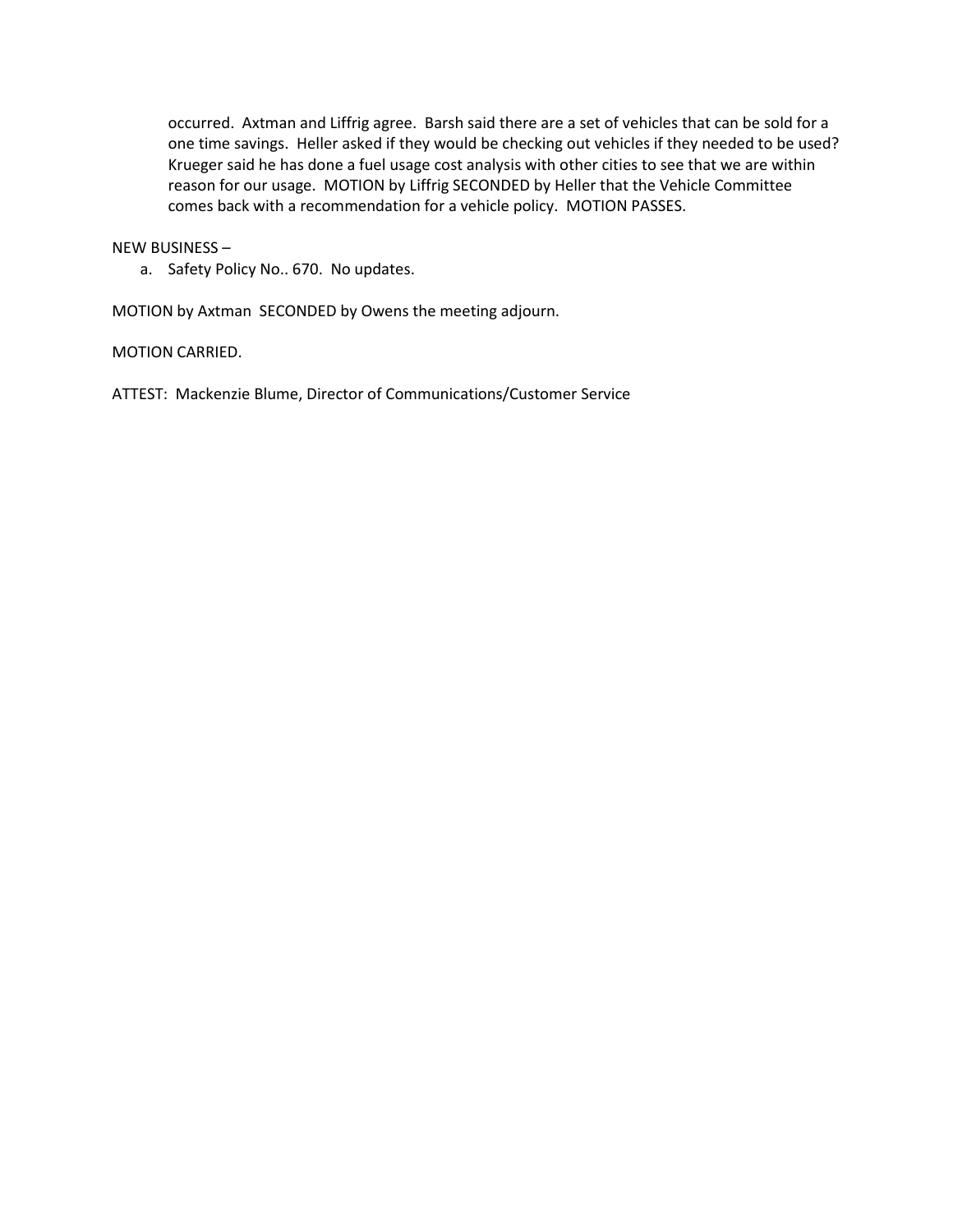occurred. Axtman and Liffrig agree. Barsh said there are a set of vehicles that can be sold for a one time savings. Heller asked if they would be checking out vehicles if they needed to be used? Krueger said he has done a fuel usage cost analysis with other cities to see that we are within reason for our usage. MOTION by Liffrig SECONDED by Heller that the Vehicle Committee comes back with a recommendation for a vehicle policy. MOTION PASSES.

NEW BUSINESS –

a. Safety Policy No.. 670. No updates.

MOTION by Axtman SECONDED by Owens the meeting adjourn.

MOTION CARRIED.

ATTEST: Mackenzie Blume, Director of Communications/Customer Service